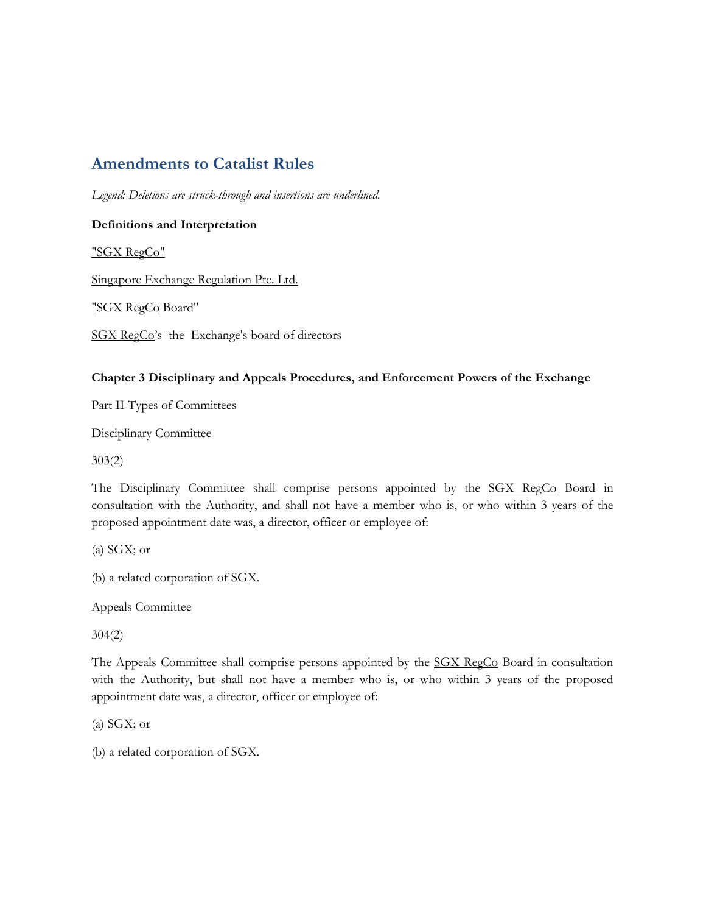## Amendments to Catalist Rules

*Legend: Deletions are struck-through and insertions are underlined.*

**Definitions and Interpretation**

<u>"SGX RegCo"</u>

<u>Singapore Exchange Regulation Pte. Ltd.</u>

"<u>SGX RegCo</u> Board"

<u>SGX RegCo</u>'s ~~the Exchange's~~ board of directors

**Chapter 3 Disciplinary and Appeals Procedures, and Enforcement Powers of the Exchange**

Part II Types of Committees

Disciplinary Committee

303(2)

The Disciplinary Committee shall comprise persons appointed by the <u>SGX RegCo</u> Board in consultation with the Authority, and shall not have a member who is, or who within 3 years of the proposed appointment date was, a director, officer or employee of:

(a) SGX; or

(b) a related corporation of SGX.

Appeals Committee

304(2)

The Appeals Committee shall comprise persons appointed by the <u>SGX RegCo</u> Board in consultation with the Authority, but shall not have a member who is, or who within 3 years of the proposed appointment date was, a director, officer or employee of:

(a) SGX; or

(b) a related corporation of SGX.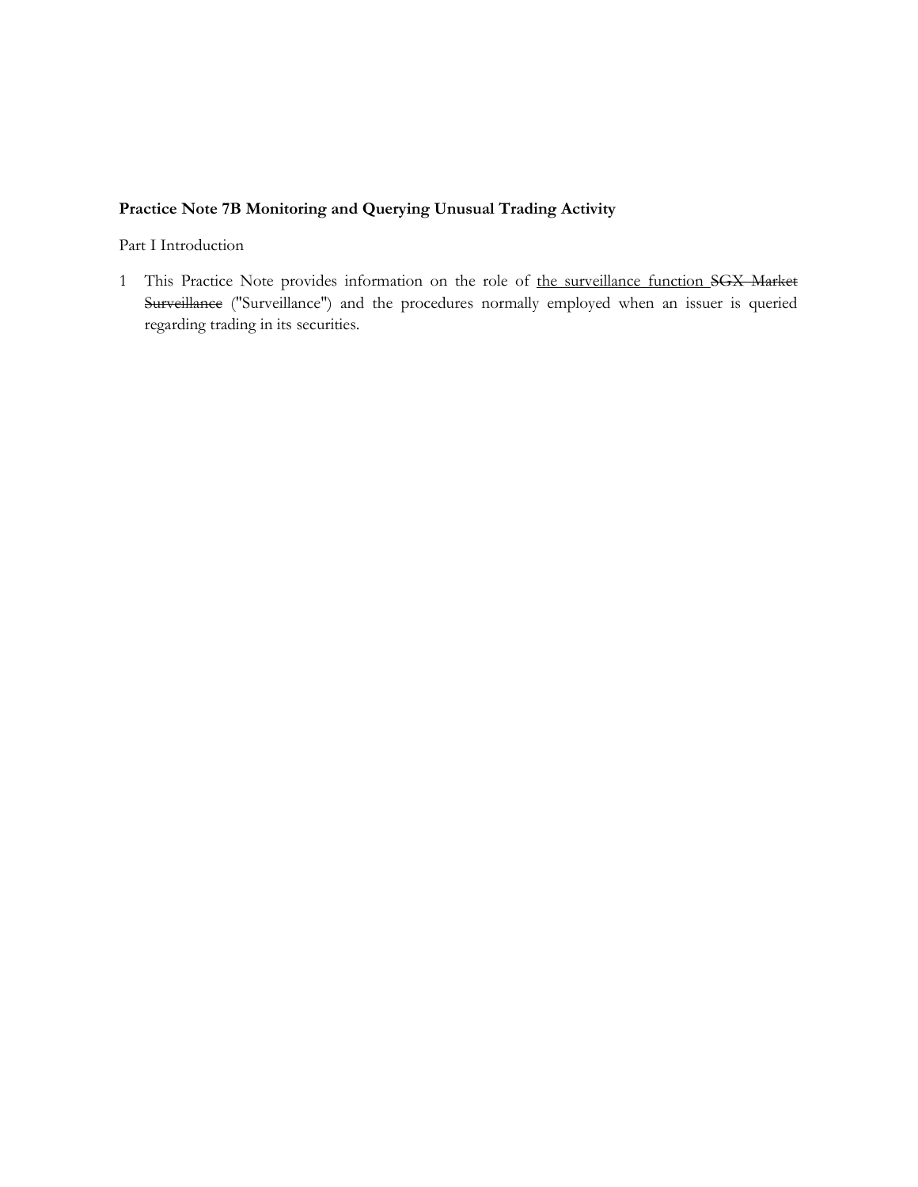**Practice Note 7B Monitoring and Querying Unusual Trading Activity**

Part I Introduction

1 This Practice Note provides information on the role of <u>the surveillance function</u> ~~SGX Market Surveillance~~ ("Surveillance") and the procedures normally employed when an issuer is queried regarding trading in its securities.